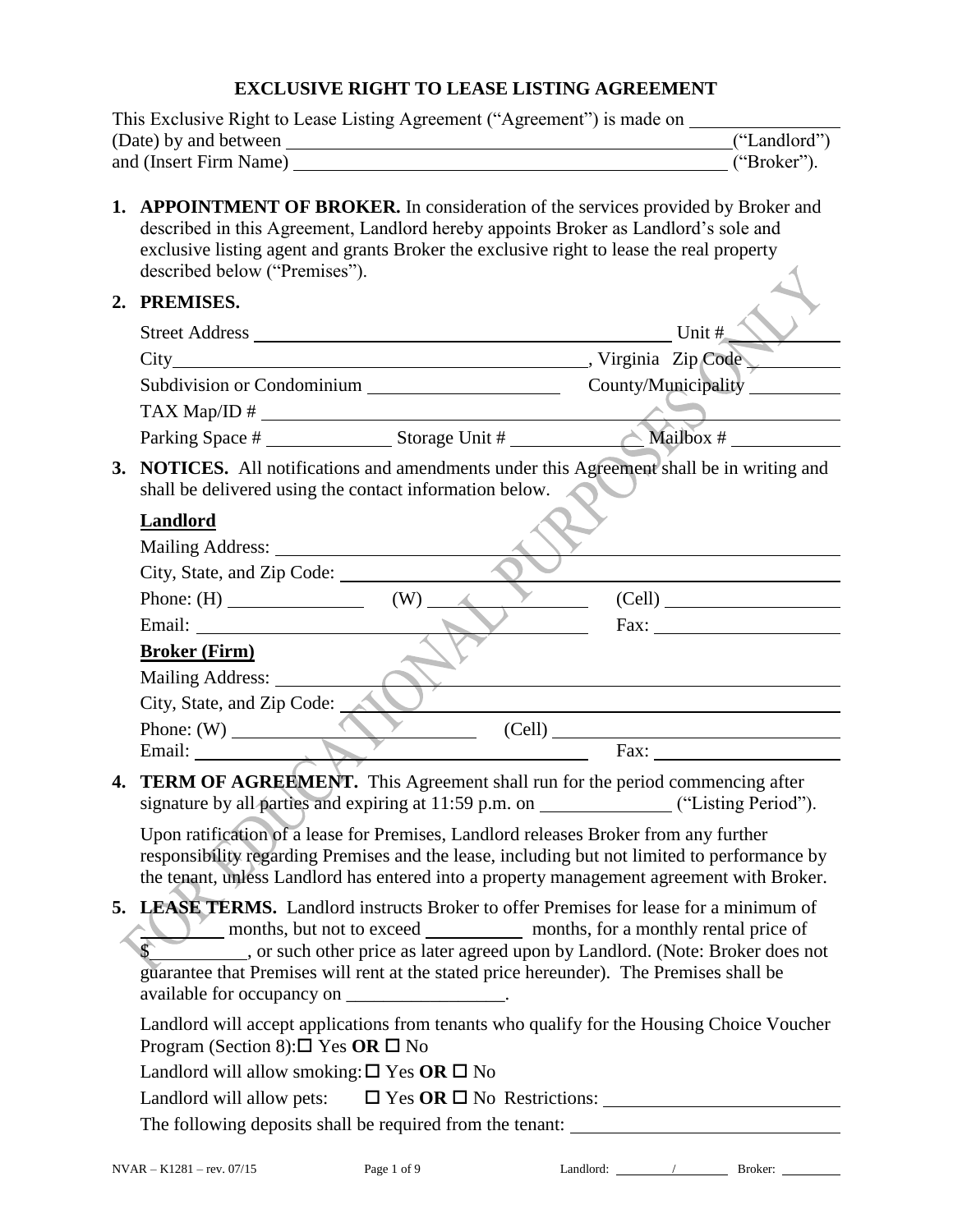# EXCLUSIVE RIGHT TO LEASE LISTING AGREEMENT

This Exclusive Right to Lease Listing Agreement ("Agreement") is made on ________________ (Date) by and between ______________________________________________ ("Landlord") and (Insert Firm Name) ______________________________________________ ("Broker").

1. **APPOINTMENT OF BROKER.** In consideration of the services provided by Broker and described in this Agreement, Landlord hereby appoints Broker as Landlord's sole and exclusive listing agent and grants Broker the exclusive right to lease the real property described below ("Premises").

2. **PREMISES.**

   Street Address ______________________________________________ Unit # __________

   City ______________________________________________, Virginia Zip Code __________

   Subdivision or Condominium ____________________ County/Municipality __________

   TAX Map/ID # ______________________________________________

   Parking Space # ____________ Storage Unit # ____________ Mailbox # ____________

3. **NOTICES.** All notifications and amendments under this Agreement shall be in writing and shall be delivered using the contact information below.

   **Landlord**

   Mailing Address: ______________________________________________

   City, State, and Zip Code: ______________________________________________

   Phone: (H) ______________ (W) ______________ (Cell) ______________

   Email: ______________________________________ Fax: ______________

   **Broker (Firm)**

   Mailing Address: ______________________________________________

   City, State, and Zip Code: ______________________________________________

   Phone: (W) ______________________ (Cell) ______________________

   Email: ______________________________________ Fax: ______________

4. **TERM OF AGREEMENT.** This Agreement shall run for the period commencing after signature by all parties and expiring at 11:59 p.m. on ____________ ("Listing Period").

   Upon ratification of a lease for Premises, Landlord releases Broker from any further responsibility regarding Premises and the lease, including but not limited to performance by the tenant, unless Landlord has entered into a property management agreement with Broker.

5. **LEASE TERMS.** Landlord instructs Broker to offer Premises for lease for a minimum of ________ months, but not to exceed __________ months, for a monthly rental price of $__________, or such other price as later agreed upon by Landlord. (Note: Broker does not guarantee that Premises will rent at the stated price hereunder). The Premises shall be available for occupancy on _________________.

   Landlord will accept applications from tenants who qualify for the Housing Choice Voucher Program (Section 8): ☐ Yes **OR** ☐ No

   Landlord will allow smoking: ☐ Yes **OR** ☐ No

   Landlord will allow pets: ☐ Yes **OR** ☐ No Restrictions: ______________________

   The following deposits shall be required from the tenant: ______________________

NVAR – K1281 – rev. 07/15 Landlord: ________ / ________ Broker: ________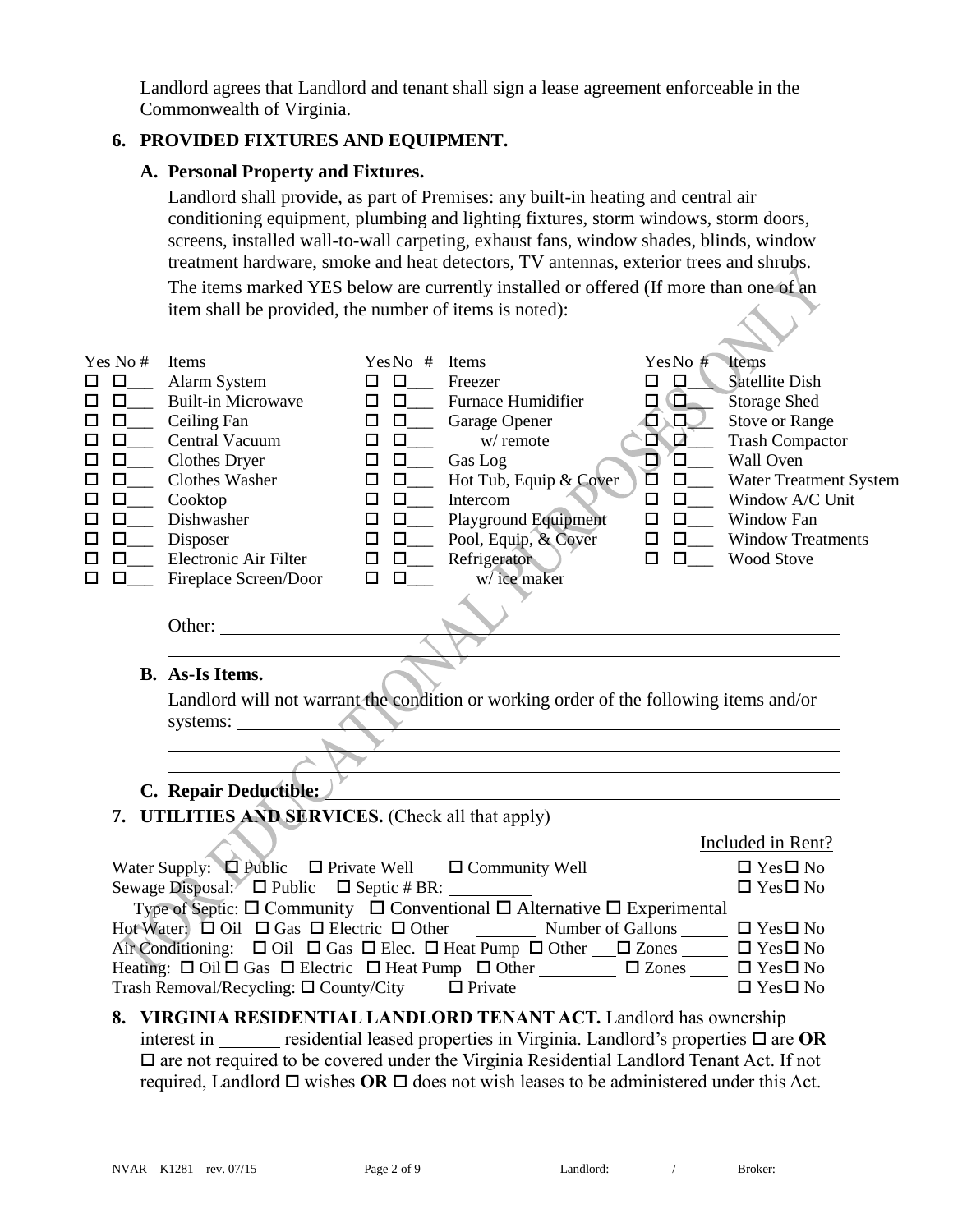Landlord agrees that Landlord and tenant shall sign a lease agreement enforceable in the Commonwealth of Virginia.

## 6. PROVIDED FIXTURES AND EQUIPMENT.

### A. Personal Property and Fixtures.

Landlord shall provide, as part of Premises: any built-in heating and central air conditioning equipment, plumbing and lighting fixtures, storm windows, storm doors, screens, installed wall-to-wall carpeting, exhaust fans, window shades, blinds, window treatment hardware, smoke and heat detectors, TV antennas, exterior trees and shrubs. The items marked YES below are currently installed or offered (If more than one of an item shall be provided, the number of items is noted):

| Yes | No | # | Items | Yes | No | # | Items | Yes | No | # | Items |
|---|---|---|---|---|---|---|---|---|---|---|---|
| ☐ | ☐ | ___ | Alarm System | ☐ | ☐ | ___ | Freezer | ☐ | ☐ | ___ | Satellite Dish |
| ☐ | ☐ | ___ | Built-in Microwave | ☐ | ☐ | ___ | Furnace Humidifier | ☐ | ☐ | ___ | Storage Shed |
| ☐ | ☐ | ___ | Ceiling Fan | ☐ | ☐ | ___ | Garage Opener | ☐ | ☐ | ___ | Stove or Range |
| ☐ | ☐ | ___ | Central Vacuum | ☐ | ☐ | ___ | w/ remote | ☐ | ☐ | ___ | Trash Compactor |
| ☐ | ☐ | ___ | Clothes Dryer | ☐ | ☐ | ___ | Gas Log | ☐ | ☐ | ___ | Wall Oven |
| ☐ | ☐ | ___ | Clothes Washer | ☐ | ☐ | ___ | Hot Tub, Equip & Cover | ☐ | ☐ | ___ | Water Treatment System |
| ☐ | ☐ | ___ | Cooktop | ☐ | ☐ | ___ | Intercom | ☐ | ☐ | ___ | Window A/C Unit |
| ☐ | ☐ | ___ | Dishwasher | ☐ | ☐ | ___ | Playground Equipment | ☐ | ☐ | ___ | Window Fan |
| ☐ | ☐ | ___ | Disposer | ☐ | ☐ | ___ | Pool, Equip, & Cover | ☐ | ☐ | ___ | Window Treatments |
| ☐ | ☐ | ___ | Electronic Air Filter | ☐ | ☐ | ___ | Refrigerator | ☐ | ☐ | ___ | Wood Stove |
| ☐ | ☐ | ___ | Fireplace Screen/Door | ☐ | ☐ | ___ | w/ ice maker | | | | |

Other: ______________________________________________________________

______________________________________________________________

### B. As-Is Items.

Landlord will not warrant the condition or working order of the following items and/or systems: ______________________________________________________________

______________________________________________________________

______________________________________________________________

### C. Repair Deductible: ______________________________________________________________

## 7. UTILITIES AND SERVICES. (Check all that apply)

| | Included in Rent? |
|---|---|
| Water Supply: ☐ Public ☐ Private Well ☐ Community Well | ☐ Yes ☐ No |
| Sewage Disposal: ☐ Public ☐ Septic # BR: _________ | ☐ Yes ☐ No |
| Type of Septic: ☐ Community ☐ Conventional ☐ Alternative ☐ Experimental | |
| Hot Water: ☐ Oil ☐ Gas ☐ Electric ☐ Other _______ Number of Gallons _____ | ☐ Yes ☐ No |
| Air Conditioning: ☐ Oil ☐ Gas ☐ Elec. ☐ Heat Pump ☐ Other ___ ☐ Zones _____ | ☐ Yes ☐ No |
| Heating: ☐ Oil ☐ Gas ☐ Electric ☐ Heat Pump ☐ Other _________ ☐ Zones ____ | ☐ Yes ☐ No |
| Trash Removal/Recycling: ☐ County/City ☐ Private | ☐ Yes ☐ No |

## 8. VIRGINIA RESIDENTIAL LANDLORD TENANT ACT.

Landlord has ownership interest in _______ residential leased properties in Virginia. Landlord's properties ☐ are **OR** ☐ are not required to be covered under the Virginia Residential Landlord Tenant Act. If not required, Landlord ☐ wishes **OR** ☐ does not wish leases to be administered under this Act.

NVAR – K1281 – rev. 07/15 Landlord: ________/________ Broker: ________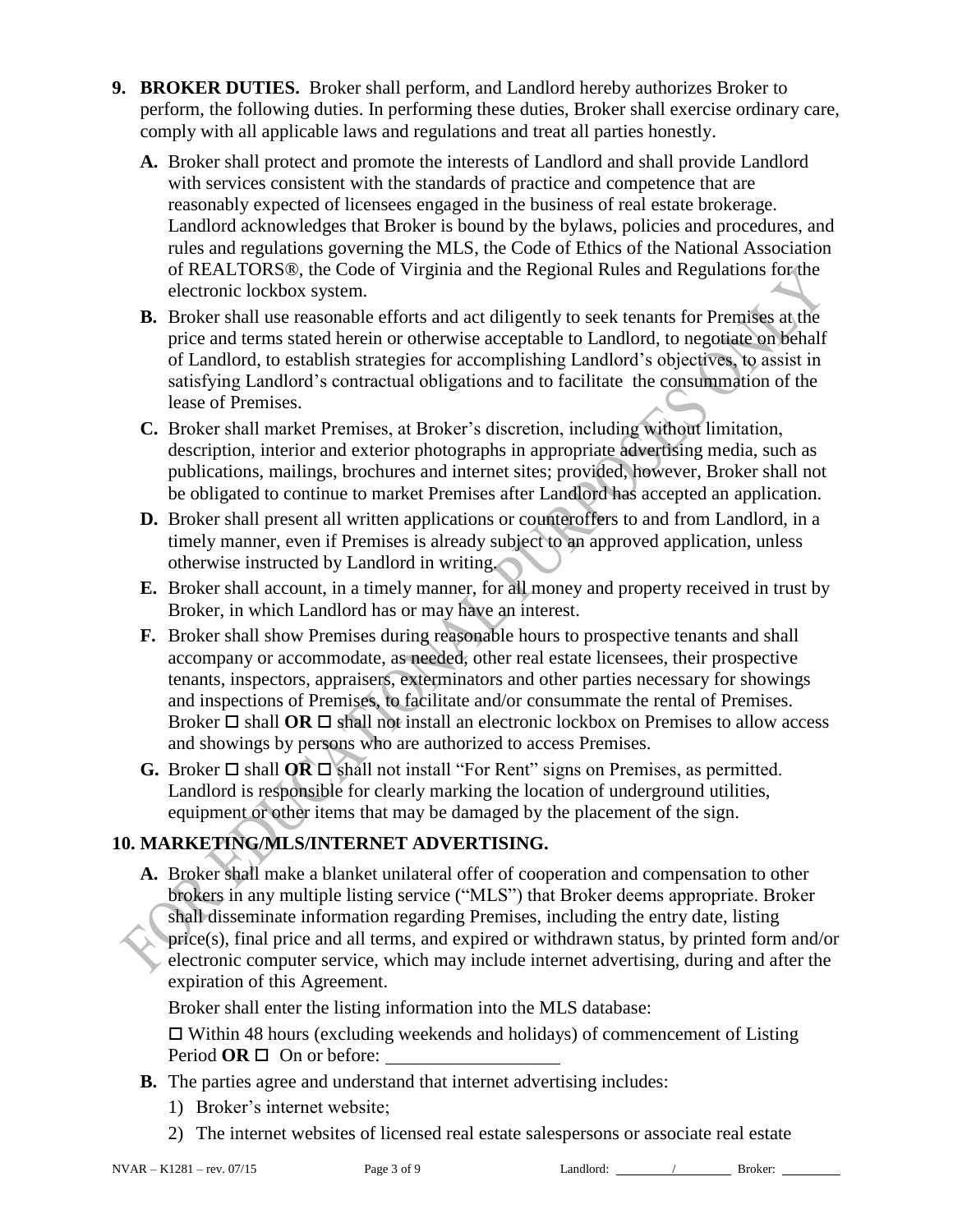**9. BROKER DUTIES.** Broker shall perform, and Landlord hereby authorizes Broker to perform, the following duties. In performing these duties, Broker shall exercise ordinary care, comply with all applicable laws and regulations and treat all parties honestly.

**A.** Broker shall protect and promote the interests of Landlord and shall provide Landlord with services consistent with the standards of practice and competence that are reasonably expected of licensees engaged in the business of real estate brokerage. Landlord acknowledges that Broker is bound by the bylaws, policies and procedures, and rules and regulations governing the MLS, the Code of Ethics of the National Association of REALTORS®, the Code of Virginia and the Regional Rules and Regulations for the electronic lockbox system.

**B.** Broker shall use reasonable efforts and act diligently to seek tenants for Premises at the price and terms stated herein or otherwise acceptable to Landlord, to negotiate on behalf of Landlord, to establish strategies for accomplishing Landlord's objectives, to assist in satisfying Landlord's contractual obligations and to facilitate the consummation of the lease of Premises.

**C.** Broker shall market Premises, at Broker's discretion, including without limitation, description, interior and exterior photographs in appropriate advertising media, such as publications, mailings, brochures and internet sites; provided, however, Broker shall not be obligated to continue to market Premises after Landlord has accepted an application.

**D.** Broker shall present all written applications or counteroffers to and from Landlord, in a timely manner, even if Premises is already subject to an approved application, unless otherwise instructed by Landlord in writing.

**E.** Broker shall account, in a timely manner, for all money and property received in trust by Broker, in which Landlord has or may have an interest.

**F.** Broker shall show Premises during reasonable hours to prospective tenants and shall accompany or accommodate, as needed, other real estate licensees, their prospective tenants, inspectors, appraisers, exterminators and other parties necessary for showings and inspections of Premises, to facilitate and/or consummate the rental of Premises. Broker ☐ shall **OR** ☐ shall not install an electronic lockbox on Premises to allow access and showings by persons who are authorized to access Premises.

**G.** Broker ☐ shall **OR** ☐ shall not install "For Rent" signs on Premises, as permitted. Landlord is responsible for clearly marking the location of underground utilities, equipment or other items that may be damaged by the placement of the sign.

**10. MARKETING/MLS/INTERNET ADVERTISING.**

**A.** Broker shall make a blanket unilateral offer of cooperation and compensation to other brokers in any multiple listing service ("MLS") that Broker deems appropriate. Broker shall disseminate information regarding Premises, including the entry date, listing price(s), final price and all terms, and expired or withdrawn status, by printed form and/or electronic computer service, which may include internet advertising, during and after the expiration of this Agreement.

Broker shall enter the listing information into the MLS database:

☐ Within 48 hours (excluding weekends and holidays) of commencement of Listing Period **OR** ☐ On or before: ____________________

**B.** The parties agree and understand that internet advertising includes:

1) Broker's internet website;

2) The internet websites of licensed real estate salespersons or associate real estate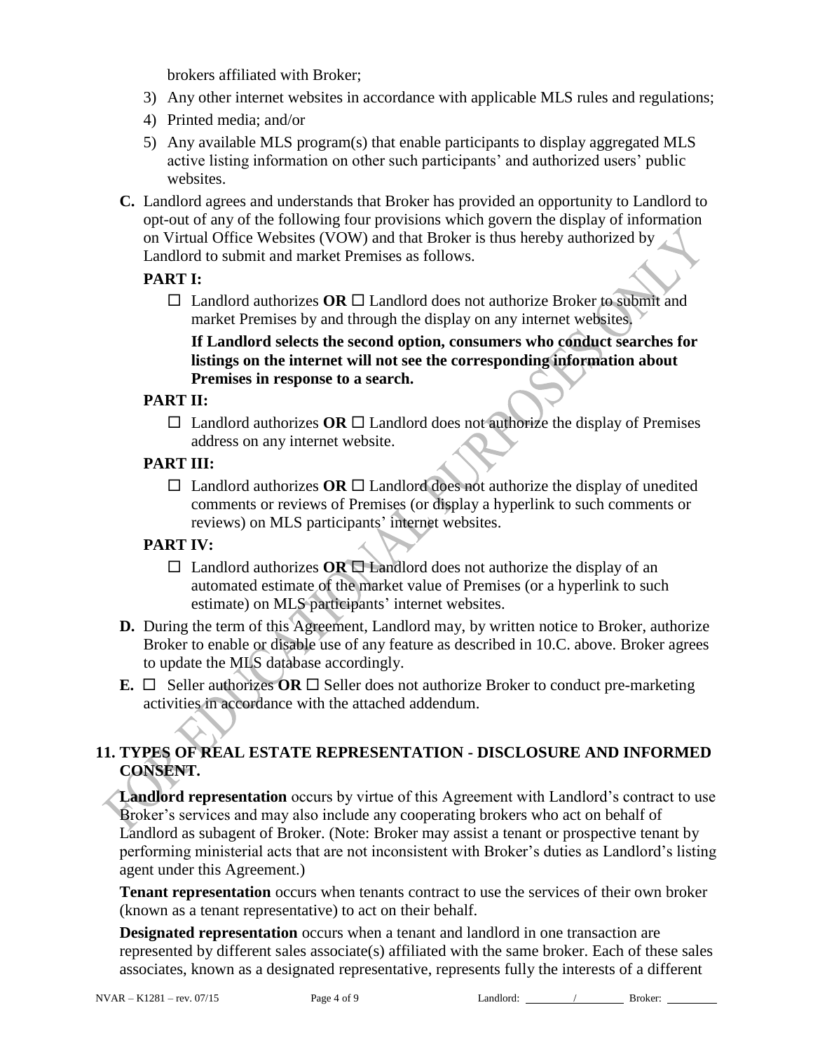brokers affiliated with Broker;

3) Any other internet websites in accordance with applicable MLS rules and regulations;
4) Printed media; and/or
5) Any available MLS program(s) that enable participants to display aggregated MLS active listing information on other such participants' and authorized users' public websites.

**C.** Landlord agrees and understands that Broker has provided an opportunity to Landlord to opt-out of any of the following four provisions which govern the display of information on Virtual Office Websites (VOW) and that Broker is thus hereby authorized by Landlord to submit and market Premises as follows.

**PART I:**

☐ Landlord authorizes **OR** ☐ Landlord does not authorize Broker to submit and market Premises by and through the display on any internet websites.

**If Landlord selects the second option, consumers who conduct searches for listings on the internet will not see the corresponding information about Premises in response to a search.**

**PART II:**

☐ Landlord authorizes **OR** ☐ Landlord does not authorize the display of Premises address on any internet website.

**PART III:**

☐ Landlord authorizes **OR** ☐ Landlord does not authorize the display of unedited comments or reviews of Premises (or display a hyperlink to such comments or reviews) on MLS participants' internet websites.

**PART IV:**

☐ Landlord authorizes **OR** ☐ Landlord does not authorize the display of an automated estimate of the market value of Premises (or a hyperlink to such estimate) on MLS participants' internet websites.

**D.** During the term of this Agreement, Landlord may, by written notice to Broker, authorize Broker to enable or disable use of any feature as described in 10.C. above. Broker agrees to update the MLS database accordingly.

**E.** ☐ Seller authorizes **OR** ☐ Seller does not authorize Broker to conduct pre-marketing activities in accordance with the attached addendum.

## 11. TYPES OF REAL ESTATE REPRESENTATION - DISCLOSURE AND INFORMED CONSENT.

**Landlord representation** occurs by virtue of this Agreement with Landlord's contract to use Broker's services and may also include any cooperating brokers who act on behalf of Landlord as subagent of Broker. (Note: Broker may assist a tenant or prospective tenant by performing ministerial acts that are not inconsistent with Broker's duties as Landlord's listing agent under this Agreement.)

**Tenant representation** occurs when tenants contract to use the services of their own broker (known as a tenant representative) to act on their behalf.

**Designated representation** occurs when a tenant and landlord in one transaction are represented by different sales associate(s) affiliated with the same broker. Each of these sales associates, known as a designated representative, represents fully the interests of a different

NVAR – K1281 – rev. 07/15 Landlord: ________/________ Broker: ________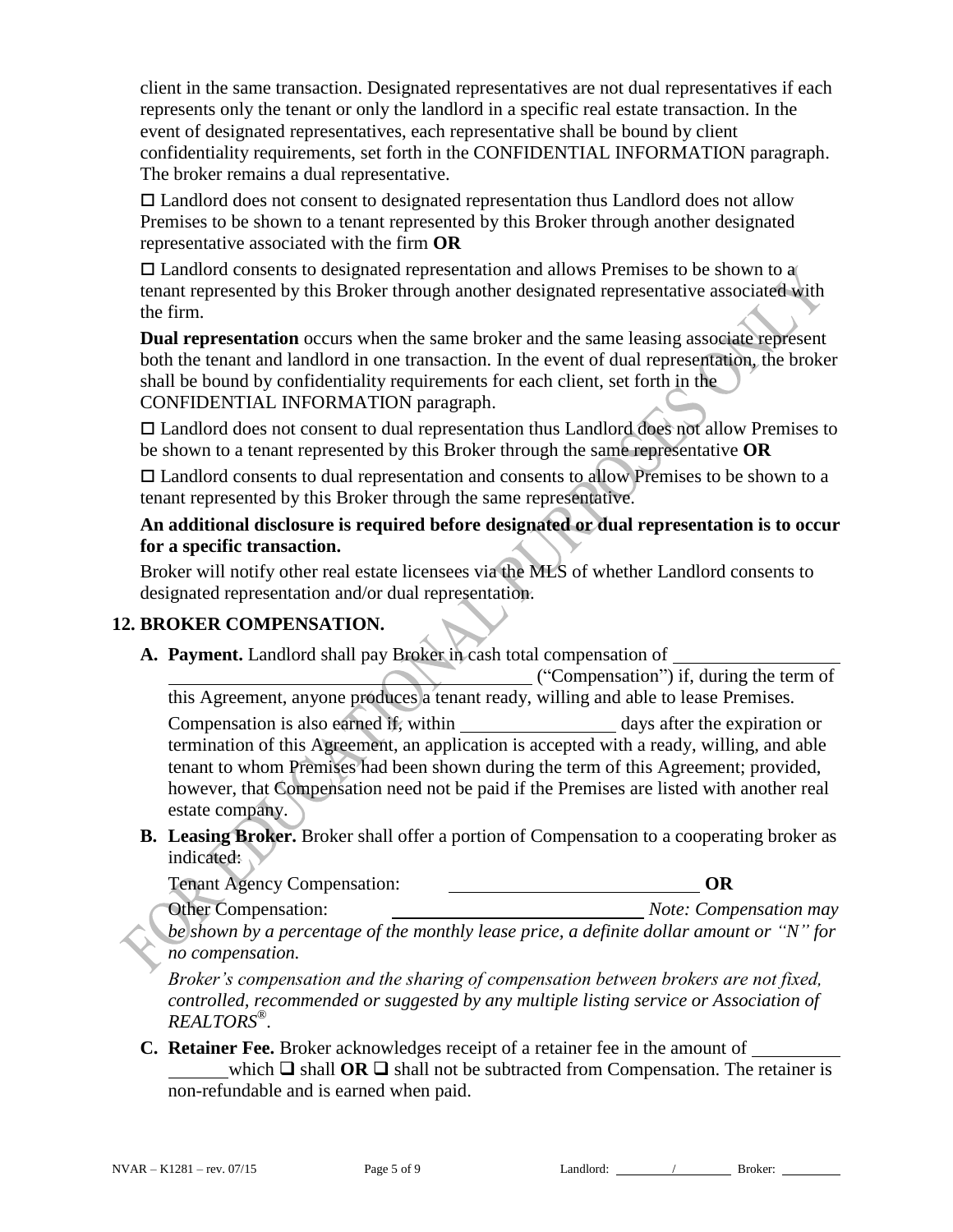client in the same transaction. Designated representatives are not dual representatives if each represents only the tenant or only the landlord in a specific real estate transaction. In the event of designated representatives, each representative shall be bound by client confidentiality requirements, set forth in the CONFIDENTIAL INFORMATION paragraph. The broker remains a dual representative.

☐ Landlord does not consent to designated representation thus Landlord does not allow Premises to be shown to a tenant represented by this Broker through another designated representative associated with the firm **OR**

☐ Landlord consents to designated representation and allows Premises to be shown to a tenant represented by this Broker through another designated representative associated with the firm.

**Dual representation** occurs when the same broker and the same leasing associate represent both the tenant and landlord in one transaction. In the event of dual representation, the broker shall be bound by confidentiality requirements for each client, set forth in the CONFIDENTIAL INFORMATION paragraph.

☐ Landlord does not consent to dual representation thus Landlord does not allow Premises to be shown to a tenant represented by this Broker through the same representative **OR**

☐ Landlord consents to dual representation and consents to allow Premises to be shown to a tenant represented by this Broker through the same representative.

**An additional disclosure is required before designated or dual representation is to occur for a specific transaction.**

Broker will notify other real estate licensees via the MLS of whether Landlord consents to designated representation and/or dual representation.

## 12. BROKER COMPENSATION.

**A. Payment.** Landlord shall pay Broker in cash total compensation of ______________________________________________________ ("Compensation") if, during the term of this Agreement, anyone produces a tenant ready, willing and able to lease Premises.

Compensation is also earned if, within ________________ days after the expiration or termination of this Agreement, an application is accepted with a ready, willing, and able tenant to whom Premises had been shown during the term of this Agreement; provided, however, that Compensation need not be paid if the Premises are listed with another real estate company.

**B. Leasing Broker.** Broker shall offer a portion of Compensation to a cooperating broker as indicated:

Tenant Agency Compensation: ___________________________ **OR**

Other Compensation: ___________________________ *Note: Compensation may be shown by a percentage of the monthly lease price, a definite dollar amount or "N" for no compensation.*

*Broker's compensation and the sharing of compensation between brokers are not fixed, controlled, recommended or suggested by any multiple listing service or Association of REALTORS®.*

**C. Retainer Fee.** Broker acknowledges receipt of a retainer fee in the amount of ________________ which ☐ shall **OR** ☐ shall not be subtracted from Compensation. The retainer is non-refundable and is earned when paid.

NVAR – K1281 – rev. 07/15 Landlord: ________/________ Broker: ________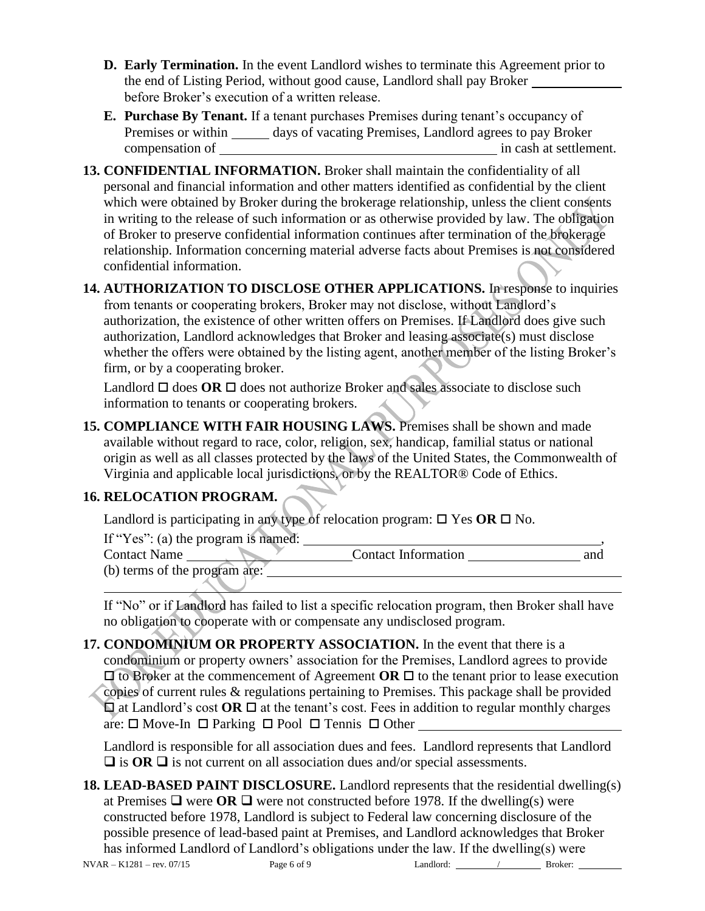- **D. Early Termination.** In the event Landlord wishes to terminate this Agreement prior to the end of Listing Period, without good cause, Landlord shall pay Broker ____________ before Broker's execution of a written release.
- **E. Purchase By Tenant.** If a tenant purchases Premises during tenant's occupancy of Premises or within _____ days of vacating Premises, Landlord agrees to pay Broker compensation of ________________________________________ in cash at settlement.

**13. CONFIDENTIAL INFORMATION.** Broker shall maintain the confidentiality of all personal and financial information and other matters identified as confidential by the client which were obtained by Broker during the brokerage relationship, unless the client consents in writing to the release of such information or as otherwise provided by law. The obligation of Broker to preserve confidential information continues after termination of the brokerage relationship. Information concerning material adverse facts about Premises is not considered confidential information.

**14. AUTHORIZATION TO DISCLOSE OTHER APPLICATIONS.** In response to inquiries from tenants or cooperating brokers, Broker may not disclose, without Landlord's authorization, the existence of other written offers on Premises. If Landlord does give such authorization, Landlord acknowledges that Broker and leasing associate(s) must disclose whether the offers were obtained by the listing agent, another member of the listing Broker's firm, or by a cooperating broker.

Landlord ☐ does **OR** ☐ does not authorize Broker and sales associate to disclose such information to tenants or cooperating brokers.

**15. COMPLIANCE WITH FAIR HOUSING LAWS.** Premises shall be shown and made available without regard to race, color, religion, sex, handicap, familial status or national origin as well as all classes protected by the laws of the United States, the Commonwealth of Virginia and applicable local jurisdictions, or by the REALTOR® Code of Ethics.

**16. RELOCATION PROGRAM.**

Landlord is participating in any type of relocation program: ☐ Yes **OR** ☐ No.

If "Yes": (a) the program is named: ________________________________________,
Contact Name ______________________ Contact Information ________________ and
(b) terms of the program are: ________________________________________________

______________________________________________________________________

If "No" or if Landlord has failed to list a specific relocation program, then Broker shall have no obligation to cooperate with or compensate any undisclosed program.

**17. CONDOMINIUM OR PROPERTY ASSOCIATION.** In the event that there is a condominium or property owners' association for the Premises, Landlord agrees to provide ☐ to Broker at the commencement of Agreement **OR** ☐ to the tenant prior to lease execution copies of current rules & regulations pertaining to Premises. This package shall be provided ☐ at Landlord's cost **OR** ☐ at the tenant's cost. Fees in addition to regular monthly charges are: ☐ Move-In ☐ Parking ☐ Pool ☐ Tennis ☐ Other ____________________________

Landlord is responsible for all association dues and fees. Landlord represents that Landlord ❑ is **OR** ❑ is not current on all association dues and/or special assessments.

**18. LEAD-BASED PAINT DISCLOSURE.** Landlord represents that the residential dwelling(s) at Premises ❑ were **OR** ❑ were not constructed before 1978. If the dwelling(s) were constructed before 1978, Landlord is subject to Federal law concerning disclosure of the possible presence of lead-based paint at Premises, and Landlord acknowledges that Broker has informed Landlord of Landlord's obligations under the law. If the dwelling(s) were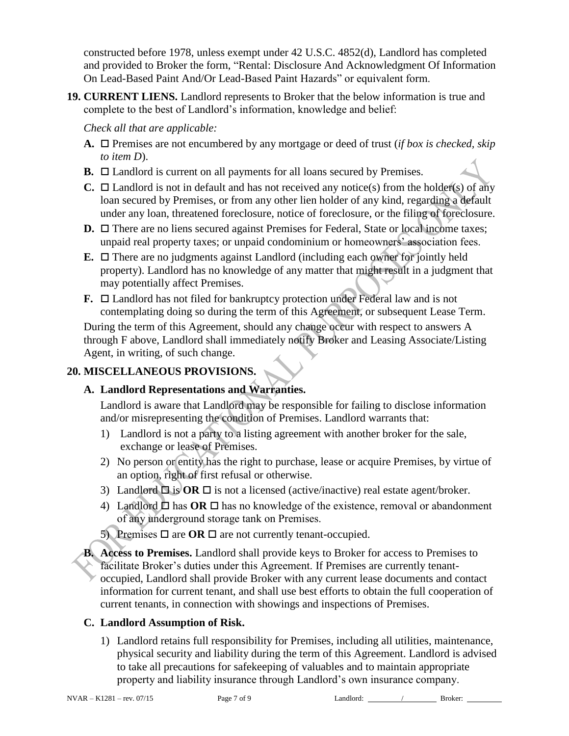constructed before 1978, unless exempt under 42 U.S.C. 4852(d), Landlord has completed and provided to Broker the form, "Rental: Disclosure And Acknowledgment Of Information On Lead-Based Paint And/Or Lead-Based Paint Hazards" or equivalent form.

**19. CURRENT LIENS.** Landlord represents to Broker that the below information is true and complete to the best of Landlord's information, knowledge and belief:

*Check all that are applicable:*

**A.** ☐ Premises are not encumbered by any mortgage or deed of trust (*if box is checked, skip to item D*).

**B.** ☐ Landlord is current on all payments for all loans secured by Premises.

**C.** ☐ Landlord is not in default and has not received any notice(s) from the holder(s) of any loan secured by Premises, or from any other lien holder of any kind, regarding a default under any loan, threatened foreclosure, notice of foreclosure, or the filing of foreclosure.

**D.** ☐ There are no liens secured against Premises for Federal, State or local income taxes; unpaid real property taxes; or unpaid condominium or homeowners' association fees.

**E.** ☐ There are no judgments against Landlord (including each owner for jointly held property). Landlord has no knowledge of any matter that might result in a judgment that may potentially affect Premises.

**F.** ☐ Landlord has not filed for bankruptcy protection under Federal law and is not contemplating doing so during the term of this Agreement, or subsequent Lease Term.

During the term of this Agreement, should any change occur with respect to answers A through F above, Landlord shall immediately notify Broker and Leasing Associate/Listing Agent, in writing, of such change.

**20. MISCELLANEOUS PROVISIONS.**

**A. Landlord Representations and Warranties.**

Landlord is aware that Landlord may be responsible for failing to disclose information and/or misrepresenting the condition of Premises. Landlord warrants that:

1) Landlord is not a party to a listing agreement with another broker for the sale, exchange or lease of Premises.
2) No person or entity has the right to purchase, lease or acquire Premises, by virtue of an option, right of first refusal or otherwise.
3) Landlord ☐ is **OR** ☐ is not a licensed (active/inactive) real estate agent/broker.
4) Landlord ☐ has **OR** ☐ has no knowledge of the existence, removal or abandonment of any underground storage tank on Premises.
5) Premises ☐ are **OR** ☐ are not currently tenant-occupied.

**B. Access to Premises.** Landlord shall provide keys to Broker for access to Premises to facilitate Broker's duties under this Agreement. If Premises are currently tenant-occupied, Landlord shall provide Broker with any current lease documents and contact information for current tenant, and shall use best efforts to obtain the full cooperation of current tenants, in connection with showings and inspections of Premises.

**C. Landlord Assumption of Risk.**

1) Landlord retains full responsibility for Premises, including all utilities, maintenance, physical security and liability during the term of this Agreement. Landlord is advised to take all precautions for safekeeping of valuables and to maintain appropriate property and liability insurance through Landlord's own insurance company.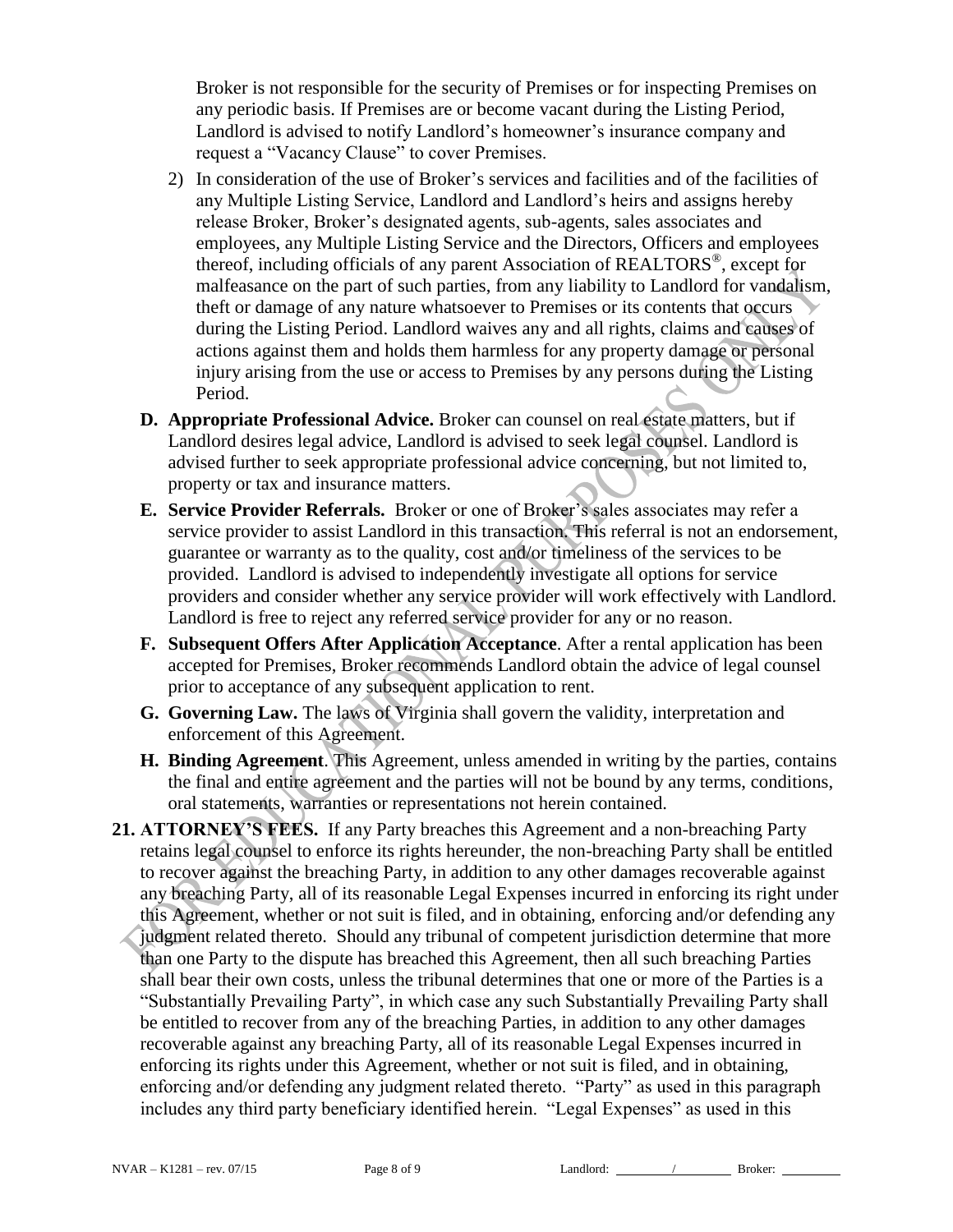Broker is not responsible for the security of Premises or for inspecting Premises on any periodic basis. If Premises are or become vacant during the Listing Period, Landlord is advised to notify Landlord's homeowner's insurance company and request a "Vacancy Clause" to cover Premises.

2) In consideration of the use of Broker's services and facilities and of the facilities of any Multiple Listing Service, Landlord and Landlord's heirs and assigns hereby release Broker, Broker's designated agents, sub-agents, sales associates and employees, any Multiple Listing Service and the Directors, Officers and employees thereof, including officials of any parent Association of REALTORS®, except for malfeasance on the part of such parties, from any liability to Landlord for vandalism, theft or damage of any nature whatsoever to Premises or its contents that occurs during the Listing Period. Landlord waives any and all rights, claims and causes of actions against them and holds them harmless for any property damage or personal injury arising from the use or access to Premises by any persons during the Listing Period.

**D. Appropriate Professional Advice.** Broker can counsel on real estate matters, but if Landlord desires legal advice, Landlord is advised to seek legal counsel. Landlord is advised further to seek appropriate professional advice concerning, but not limited to, property or tax and insurance matters.

**E. Service Provider Referrals.** Broker or one of Broker's sales associates may refer a service provider to assist Landlord in this transaction. This referral is not an endorsement, guarantee or warranty as to the quality, cost and/or timeliness of the services to be provided. Landlord is advised to independently investigate all options for service providers and consider whether any service provider will work effectively with Landlord. Landlord is free to reject any referred service provider for any or no reason.

**F. Subsequent Offers After Application Acceptance**. After a rental application has been accepted for Premises, Broker recommends Landlord obtain the advice of legal counsel prior to acceptance of any subsequent application to rent.

**G. Governing Law.** The laws of Virginia shall govern the validity, interpretation and enforcement of this Agreement.

**H. Binding Agreement**. This Agreement, unless amended in writing by the parties, contains the final and entire agreement and the parties will not be bound by any terms, conditions, oral statements, warranties or representations not herein contained.

**21. ATTORNEY'S FEES.** If any Party breaches this Agreement and a non-breaching Party retains legal counsel to enforce its rights hereunder, the non-breaching Party shall be entitled to recover against the breaching Party, in addition to any other damages recoverable against any breaching Party, all of its reasonable Legal Expenses incurred in enforcing its right under this Agreement, whether or not suit is filed, and in obtaining, enforcing and/or defending any judgment related thereto. Should any tribunal of competent jurisdiction determine that more than one Party to the dispute has breached this Agreement, then all such breaching Parties shall bear their own costs, unless the tribunal determines that one or more of the Parties is a "Substantially Prevailing Party", in which case any such Substantially Prevailing Party shall be entitled to recover from any of the breaching Parties, in addition to any other damages recoverable against any breaching Party, all of its reasonable Legal Expenses incurred in enforcing its rights under this Agreement, whether or not suit is filed, and in obtaining, enforcing and/or defending any judgment related thereto. "Party" as used in this paragraph includes any third party beneficiary identified herein. "Legal Expenses" as used in this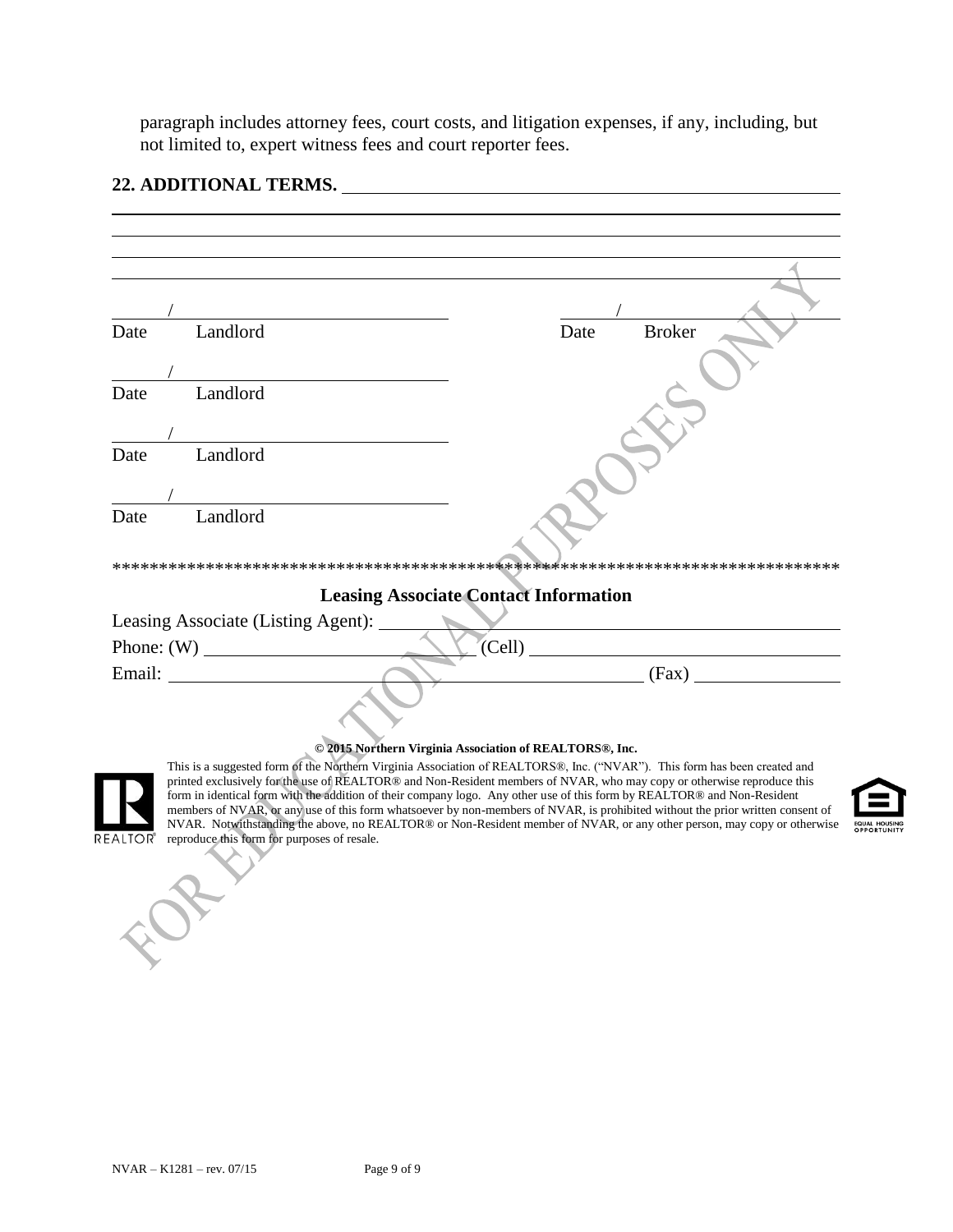paragraph includes attorney fees, court costs, and litigation expenses, if any, including, but not limited to, expert witness fees and court reporter fees.

## 22. ADDITIONAL TERMS. ____________________________________________

____________________________________________________________

____________________________________________________________

____________________________________________________________

____________________________________________________________

| | | | |
|---|---|---|---|
| ____/____ | ______________________ | ____/____ | ______________________ |
| Date | Landlord | Date | Broker |
| ____/____ | ______________________ | | |
| Date | Landlord | | |
| ____/____ | ______________________ | | |
| Date | Landlord | | |
| ____/____ | ______________________ | | |
| Date | Landlord | | |

******************************************************************************

**Leasing Associate Contact Information**

Leasing Associate (Listing Agent): ______________________________________

Phone: (W) ______________________ (Cell) ______________________

Email: ______________________________________ (Fax) ______________

**© 2015 Northern Virginia Association of REALTORS®, Inc.**

This is a suggested form of the Northern Virginia Association of REALTORS®, Inc. ("NVAR"). This form has been created and printed exclusively for the use of REALTOR® and Non-Resident members of NVAR, who may copy or otherwise reproduce this form in identical form with the addition of their company logo. Any other use of this form by REALTOR® and Non-Resident members of NVAR, or any use of this form whatsoever by non-members of NVAR, is prohibited without the prior written consent of NVAR. Notwithstanding the above, no REALTOR® or Non-Resident member of NVAR, or any other person, may copy or otherwise reproduce this form for purposes of resale.

NVAR – K1281 – rev. 07/15